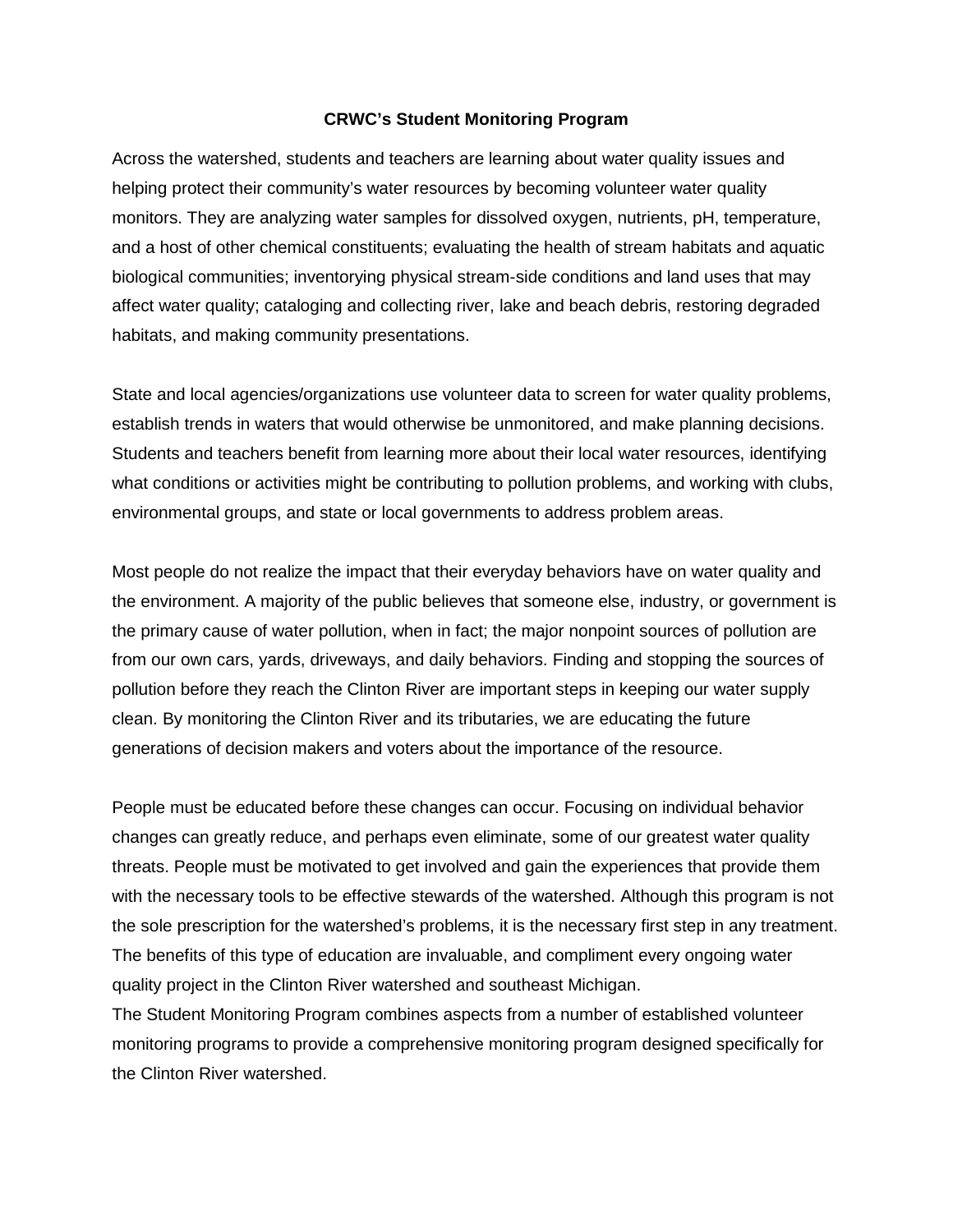**CRWC's Student Monitoring Program**

Across the watershed, students and teachers are learning about water quality issues and helping protect their community's water resources by becoming volunteer water quality monitors. They are analyzing water samples for dissolved oxygen, nutrients, pH, temperature, and a host of other chemical constituents; evaluating the health of stream habitats and aquatic biological communities; inventorying physical stream-side conditions and land uses that may affect water quality; cataloging and collecting river, lake and beach debris, restoring degraded habitats, and making community presentations.

State and local agencies/organizations use volunteer data to screen for water quality problems, establish trends in waters that would otherwise be unmonitored, and make planning decisions. Students and teachers benefit from learning more about their local water resources, identifying what conditions or activities might be contributing to pollution problems, and working with clubs, environmental groups, and state or local governments to address problem areas.

Most people do not realize the impact that their everyday behaviors have on water quality and the environment. A majority of the public believes that someone else, industry, or government is the primary cause of water pollution, when in fact; the major nonpoint sources of pollution are from our own cars, yards, driveways, and daily behaviors. Finding and stopping the sources of pollution before they reach the Clinton River are important steps in keeping our water supply clean. By monitoring the Clinton River and its tributaries, we are educating the future generations of decision makers and voters about the importance of the resource.

People must be educated before these changes can occur. Focusing on individual behavior changes can greatly reduce, and perhaps even eliminate, some of our greatest water quality threats. People must be motivated to get involved and gain the experiences that provide them with the necessary tools to be effective stewards of the watershed. Although this program is not the sole prescription for the watershed's problems, it is the necessary first step in any treatment. The benefits of this type of education are invaluable, and compliment every ongoing water quality project in the Clinton River watershed and southeast Michigan.

The Student Monitoring Program combines aspects from a number of established volunteer monitoring programs to provide a comprehensive monitoring program designed specifically for the Clinton River watershed.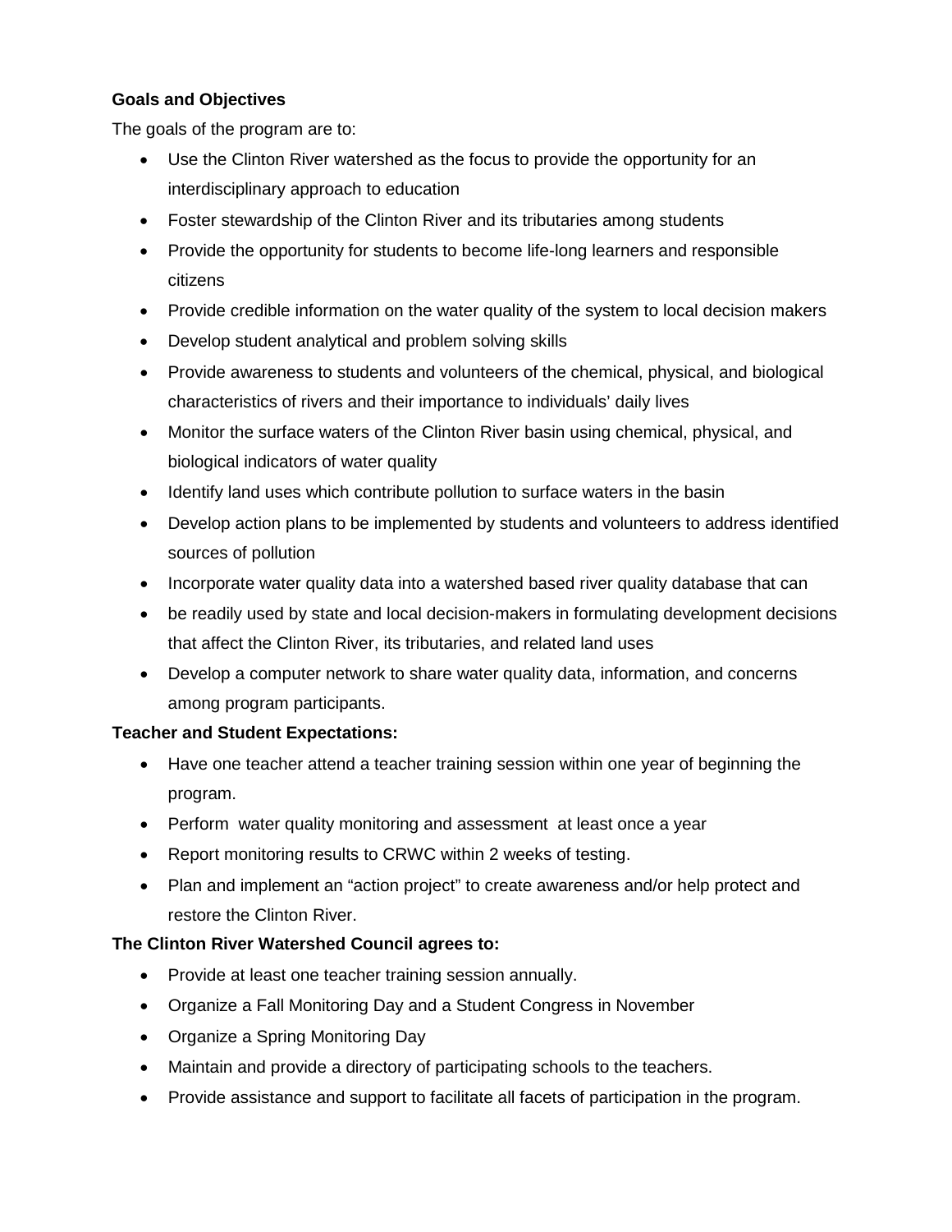**Goals and Objectives**

The goals of the program are to:

- Use the Clinton River watershed as the focus to provide the opportunity for an interdisciplinary approach to education
- Foster stewardship of the Clinton River and its tributaries among students
- Provide the opportunity for students to become life-long learners and responsible citizens
- Provide credible information on the water quality of the system to local decision makers
- Develop student analytical and problem solving skills
- Provide awareness to students and volunteers of the chemical, physical, and biological characteristics of rivers and their importance to individuals' daily lives
- Monitor the surface waters of the Clinton River basin using chemical, physical, and biological indicators of water quality
- Identify land uses which contribute pollution to surface waters in the basin
- Develop action plans to be implemented by students and volunteers to address identified sources of pollution
- Incorporate water quality data into a watershed based river quality database that can
- be readily used by state and local decision-makers in formulating development decisions that affect the Clinton River, its tributaries, and related land uses
- Develop a computer network to share water quality data, information, and concerns among program participants.

**Teacher and Student Expectations:**

- Have one teacher attend a teacher training session within one year of beginning the program.
- Perform water quality monitoring and assessment at least once a year
- Report monitoring results to CRWC within 2 weeks of testing.
- Plan and implement an "action project" to create awareness and/or help protect and restore the Clinton River.

**The Clinton River Watershed Council agrees to:**

- Provide at least one teacher training session annually.
- Organize a Fall Monitoring Day and a Student Congress in November
- Organize a Spring Monitoring Day
- Maintain and provide a directory of participating schools to the teachers.
- Provide assistance and support to facilitate all facets of participation in the program.